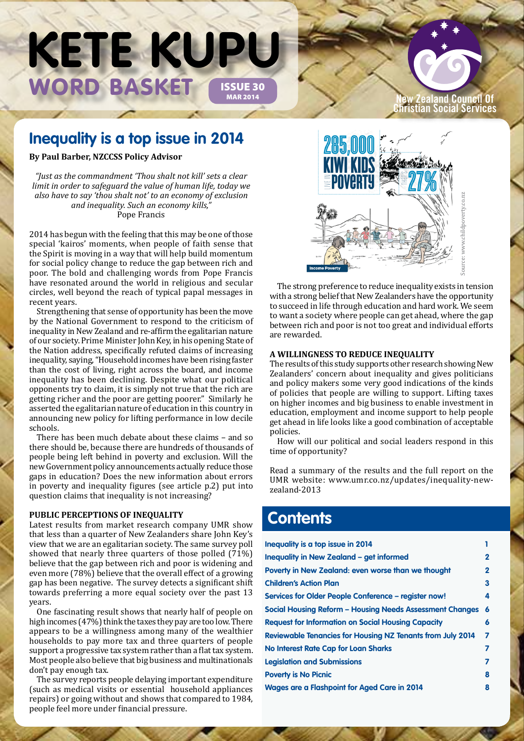# KETE KUPU

## WORD BASKET

**ISSUE 30**
**MAR 2014**

New Zealand Council Of Christian Social Services

## Inequality is a top issue in 2014

**By Paul Barber, NZCCSS Policy Advisor**

*"Just as the commandment 'Thou shalt not kill' sets a clear limit in order to safeguard the value of human life, today we also have to say 'thou shalt not' to an economy of exclusion and inequality. Such an economy kills,"*
Pope Francis

2014 has begun with the feeling that this may be one of those special 'kairos' moments, when people of faith sense that the Spirit is moving in a way that will help build momentum for social policy change to reduce the gap between rich and poor. The bold and challenging words from Pope Francis have resonated around the world in religious and secular circles, well beyond the reach of typical papal messages in recent years.

Strengthening that sense of opportunity has been the move by the National Government to respond to the criticism of inequality in New Zealand and re-affirm the egalitarian nature of our society. Prime Minister John Key, in his opening State of the Nation address, specifically refuted claims of increasing inequality, saying, "Household incomes have been rising faster than the cost of living, right across the board, and income inequality has been declining. Despite what our political opponents try to claim, it is simply not true that the rich are getting richer and the poor are getting poorer." Similarly he asserted the egalitarian nature of education in this country in announcing new policy for lifting performance in low decile schools.

There has been much debate about these claims – and so there should be, because there are hundreds of thousands of people being left behind in poverty and exclusion. Will the new Government policy announcements actually reduce those gaps in education? Does the new information about errors in poverty and inequality figures (see article p.2) put into question claims that inequality is not increasing?

### PUBLIC PERCEPTIONS OF INEQUALITY

Latest results from market research company UMR show that less than a quarter of New Zealanders share John Key's view that we are an egalitarian society. The same survey poll showed that nearly three quarters of those polled (71%) believe that the gap between rich and poor is widening and even more (78%) believe that the overall effect of a growing gap has been negative. The survey detects a significant shift towards preferring a more equal society over the past 13 years.

One fascinating result shows that nearly half of people on high incomes (47%) think the taxes they pay are too low. There appears to be a willingness among many of the wealthier households to pay more tax and three quarters of people support a progressive tax system rather than a flat tax system. Most people also believe that big business and multinationals don't pay enough tax.

The survey reports people delaying important expenditure (such as medical visits or essential household appliances repairs) or going without and shows that compared to 1984, people feel more under financial pressure.

285,000 KIWI KIDS LIVE IN POVERTY — THAT'S 27%
Income Poverty
Source: www.childpoverty.co.nz

The strong preference to reduce inequality exists in tension with a strong belief that New Zealanders have the opportunity to succeed in life through education and hard work. We seem to want a society where people can get ahead, where the gap between rich and poor is not too great and individual efforts are rewarded.

### A WILLINGNESS TO REDUCE INEQUALITY

The results of this study supports other research showing New Zealanders' concern about inequality and gives politicians and policy makers some very good indications of the kinds of policies that people are willing to support. Lifting taxes on higher incomes and big business to enable investment in education, employment and income support to help people get ahead in life looks like a good combination of acceptable policies.

How will our political and social leaders respond in this time of opportunity?

Read a summary of the results and the full report on the UMR website: www.umr.co.nz/updates/inequality-new-zealand-2013

## Contents

| | |
|---|---|
| Inequality is a top issue in 2014 | 1 |
| Inequality in New Zealand – get informed | 2 |
| Poverty in New Zealand: even worse than we thought | 2 |
| Children's Action Plan | 3 |
| Services for Older People Conference – register now! | 4 |
| Social Housing Reform – Housing Needs Assessment Changes | 6 |
| Request for Information on Social Housing Capacity | 6 |
| Reviewable Tenancies for Housing NZ Tenants from July 2014 | 7 |
| No Interest Rate Cap for Loan Sharks | 7 |
| Legislation and Submissions | 7 |
| Poverty is No Picnic | 8 |
| Wages are a Flashpoint for Aged Care in 2014 | 8 |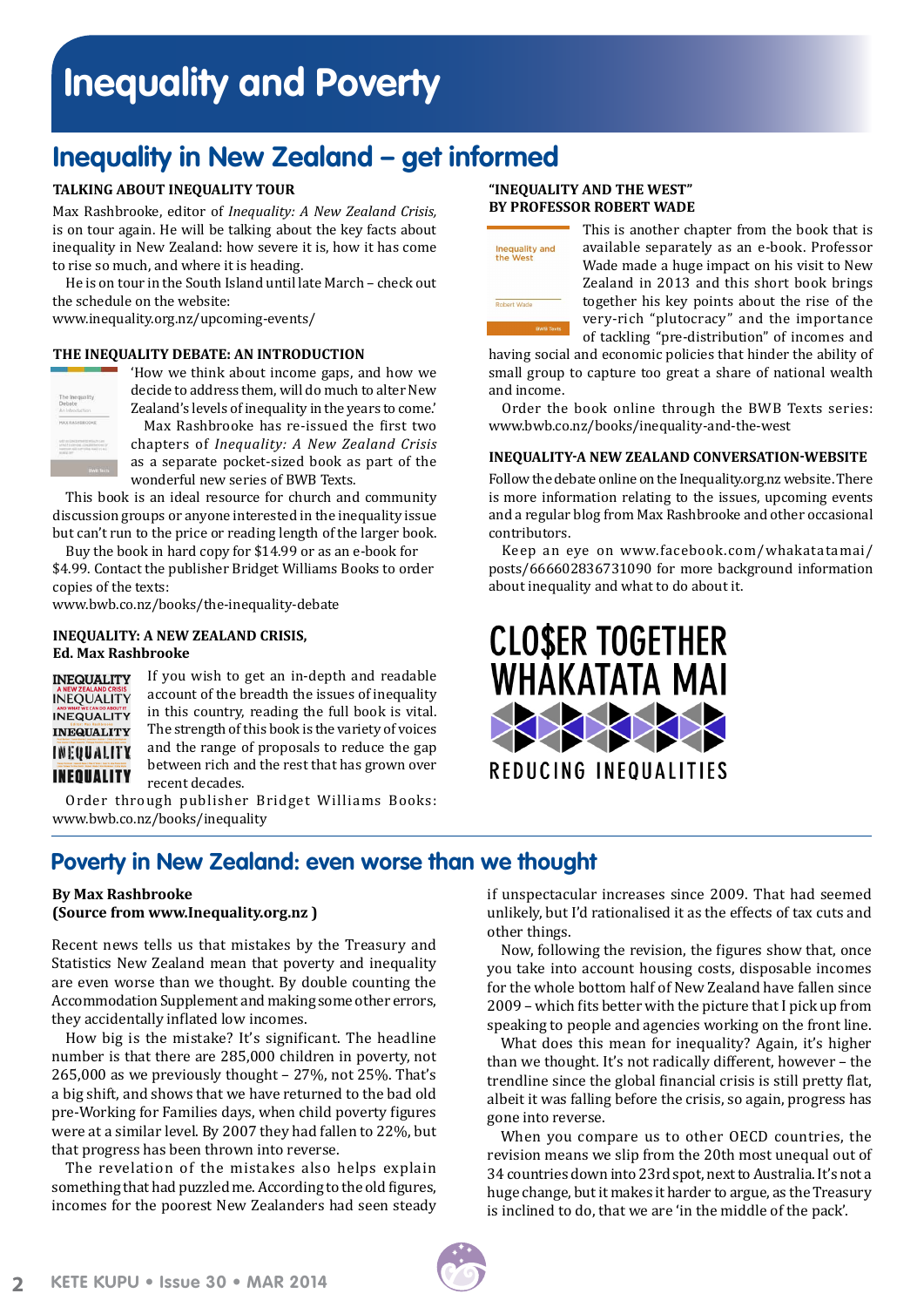# Inequality and Poverty

## Inequality in New Zealand – get informed

### TALKING ABOUT INEQUALITY TOUR

Max Rashbrooke, editor of *Inequality: A New Zealand Crisis,* is on tour again. He will be talking about the key facts about inequality in New Zealand: how severe it is, how it has come to rise so much, and where it is heading.

He is on tour in the South Island until late March – check out the schedule on the website:
www.inequality.org.nz/upcoming-events/

### THE INEQUALITY DEBATE: AN INTRODUCTION

'How we think about income gaps, and how we decide to address them, will do much to alter New Zealand's levels of inequality in the years to come.'

Max Rashbrooke has re-issued the first two chapters of *Inequality: A New Zealand Crisis* as a separate pocket-sized book as part of the wonderful new series of BWB Texts.

This book is an ideal resource for church and community discussion groups or anyone interested in the inequality issue but can't run to the price or reading length of the larger book.

Buy the book in hard copy for $14.99 or as an e-book for $4.99. Contact the publisher Bridget Williams Books to order copies of the texts:
www.bwb.co.nz/books/the-inequality-debate

### INEQUALITY: A NEW ZEALAND CRISIS, Ed. Max Rashbrooke

If you wish to get an in-depth and readable account of the breadth the issues of inequality in this country, reading the full book is vital. The strength of this book is the variety of voices and the range of proposals to reduce the gap between rich and the rest that has grown over recent decades.

Order through publisher Bridget Williams Books: www.bwb.co.nz/books/inequality

### "INEQUALITY AND THE WEST" BY PROFESSOR ROBERT WADE

This is another chapter from the book that is available separately as an e-book. Professor Wade made a huge impact on his visit to New Zealand in 2013 and this short book brings together his key points about the rise of the very-rich "plutocracy" and the importance of tackling "pre-distribution" of incomes and having social and economic policies that hinder the ability of small group to capture too great a share of national wealth and income.

Order the book online through the BWB Texts series: www.bwb.co.nz/books/inequality-and-the-west

### INEQUALITY-A NEW ZEALAND CONVERSATION-WEBSITE

Follow the debate online on the Inequality.org.nz website. There is more information relating to the issues, upcoming events and a regular blog from Max Rashbrooke and other occasional contributors.

Keep an eye on www.facebook.com/whakatatamai/posts/666602836731090 for more background information about inequality and what to do about it.

CLO$ER TOGETHER
WHAKATATA MAI
REDUCING INEQUALITIES

## Poverty in New Zealand: even worse than we thought

**By Max Rashbrooke**
**(Source from www.Inequality.org.nz )**

Recent news tells us that mistakes by the Treasury and Statistics New Zealand mean that poverty and inequality are even worse than we thought. By double counting the Accommodation Supplement and making some other errors, they accidentally inflated low incomes.

How big is the mistake? It's significant. The headline number is that there are 285,000 children in poverty, not 265,000 as we previously thought – 27%, not 25%. That's a big shift, and shows that we have returned to the bad old pre-Working for Families days, when child poverty figures were at a similar level. By 2007 they had fallen to 22%, but that progress has been thrown into reverse.

The revelation of the mistakes also helps explain something that had puzzled me. According to the old figures, incomes for the poorest New Zealanders had seen steady if unspectacular increases since 2009. That had seemed unlikely, but I'd rationalised it as the effects of tax cuts and other things.

Now, following the revision, the figures show that, once you take into account housing costs, disposable incomes for the whole bottom half of New Zealand have fallen since 2009 – which fits better with the picture that I pick up from speaking to people and agencies working on the front line.

What does this mean for inequality? Again, it's higher than we thought. It's not radically different, however – the trendline since the global financial crisis is still pretty flat, albeit it was falling before the crisis, so again, progress has gone into reverse.

When you compare us to other OECD countries, the revision means we slip from the 20th most unequal out of 34 countries down into 23rd spot, next to Australia. It's not a huge change, but it makes it harder to argue, as the Treasury is inclined to do, that we are 'in the middle of the pack'.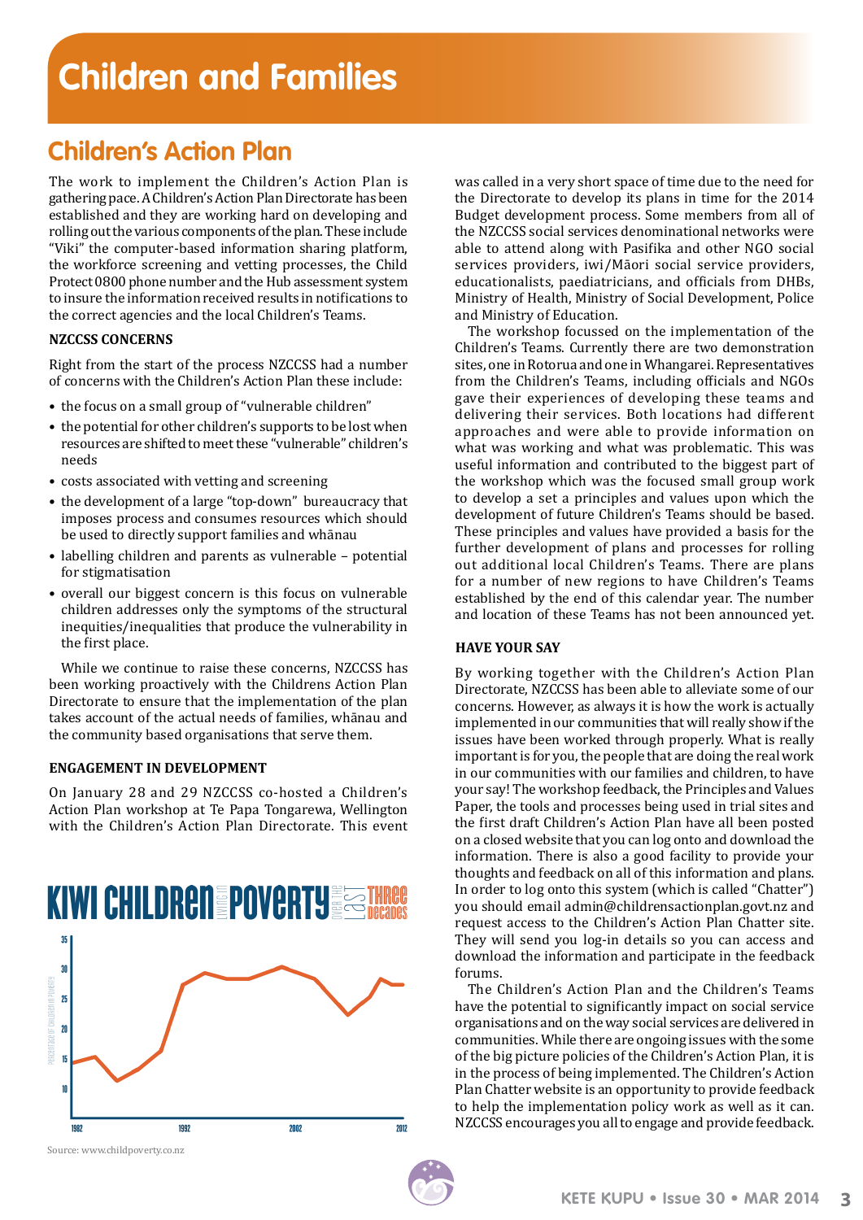# Children and Families

## Children's Action Plan

The work to implement the Children's Action Plan is gathering pace. A Children's Action Plan Directorate has been established and they are working hard on developing and rolling out the various components of the plan. These include "Viki" the computer-based information sharing platform, the workforce screening and vetting processes, the Child Protect 0800 phone number and the Hub assessment system to insure the information received results in notifications to the correct agencies and the local Children's Teams.

### NZCCSS CONCERNS

Right from the start of the process NZCCSS had a number of concerns with the Children's Action Plan these include:

- the focus on a small group of "vulnerable children"
- the potential for other children's supports to be lost when resources are shifted to meet these "vulnerable" children's needs
- costs associated with vetting and screening
- the development of a large "top-down" bureaucracy that imposes process and consumes resources which should be used to directly support families and whānau
- labelling children and parents as vulnerable – potential for stigmatisation
- overall our biggest concern is this focus on vulnerable children addresses only the symptoms of the structural inequities/inequalities that produce the vulnerability in the first place.

While we continue to raise these concerns, NZCCSS has been working proactively with the Childrens Action Plan Directorate to ensure that the implementation of the plan takes account of the actual needs of families, whānau and the community based organisations that serve them.

### ENGAGEMENT IN DEVELOPMENT

On January 28 and 29 NZCCSS co-hosted a Children's Action Plan workshop at Te Papa Tongarewa, Wellington with the Children's Action Plan Directorate. This event was called in a very short space of time due to the need for the Directorate to develop its plans in time for the 2014 Budget development process. Some members from all of the NZCCSS social services denominational networks were able to attend along with Pasifika and other NGO social services providers, iwi/Māori social service providers, educationalists, paediatricians, and officials from DHBs, Ministry of Health, Ministry of Social Development, Police and Ministry of Education.

The workshop focussed on the implementation of the Children's Teams. Currently there are two demonstration sites, one in Rotorua and one in Whangarei. Representatives from the Children's Teams, including officials and NGOs gave their experiences of developing these teams and delivering their services. Both locations had different approaches and were able to provide information on what was working and what was problematic. This was useful information and contributed to the biggest part of the workshop which was the focused small group work to develop a set a principles and values upon which the development of future Children's Teams should be based. These principles and values have provided a basis for the further development of plans and processes for rolling out additional local Children's Teams. There are plans for a number of new regions to have Children's Teams established by the end of this calendar year. The number and location of these Teams has not been announced yet.

**KIWI CHILDREN LIVING IN POVERTY OVER THE LAST THREE DECADES**

Source: www.childpoverty.co.nz

### HAVE YOUR SAY

By working together with the Children's Action Plan Directorate, NZCCSS has been able to alleviate some of our concerns. However, as always it is how the work is actually implemented in our communities that will really show if the issues have been worked through properly. What is really important is for you, the people that are doing the real work in our communities with our families and children, to have your say! The workshop feedback, the Principles and Values Paper, the tools and processes being used in trial sites and the first draft Children's Action Plan have all been posted on a closed website that you can log onto and download the information. There is also a good facility to provide your thoughts and feedback on all of this information and plans. In order to log onto this system (which is called "Chatter") you should email admin@childrensactionplan.govt.nz and request access to the Children's Action Plan Chatter site. They will send you log-in details so you can access and download the information and participate in the feedback forums.

The Children's Action Plan and the Children's Teams have the potential to significantly impact on social service organisations and on the way social services are delivered in communities. While there are ongoing issues with the some of the big picture policies of the Children's Action Plan, it is in the process of being implemented. The Children's Action Plan Chatter website is an opportunity to provide feedback to help the implementation policy work as well as it can. NZCCSS encourages you all to engage and provide feedback.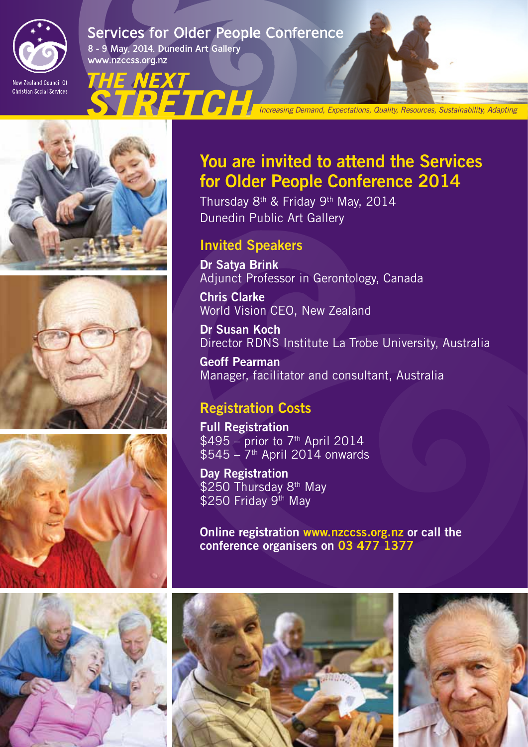New Zealand Council Of Christian Social Services

# Services for Older People Conference

8 - 9 May, 2014. Dunedin Art Gallery
www.nzccss.org.nz

# THE NEXT STRETCH

*Increasing Demand, Expectations, Quality, Resources, Sustainability, Adapting*

## You are invited to attend the Services for Older People Conference 2014

Thursday 8th & Friday 9th May, 2014
Dunedin Public Art Gallery

### Invited Speakers

**Dr Satya Brink**
Adjunct Professor in Gerontology, Canada

**Chris Clarke**
World Vision CEO, New Zealand

**Dr Susan Koch**
Director RDNS Institute La Trobe University, Australia

**Geoff Pearman**
Manager, facilitator and consultant, Australia

### Registration Costs

**Full Registration**
$495 – prior to 7th April 2014
$545 – 7th April 2014 onwards

**Day Registration**
$250 Thursday 8th May
$250 Friday 9th May

**Online registration www.nzccss.org.nz or call the conference organisers on 03 477 1377**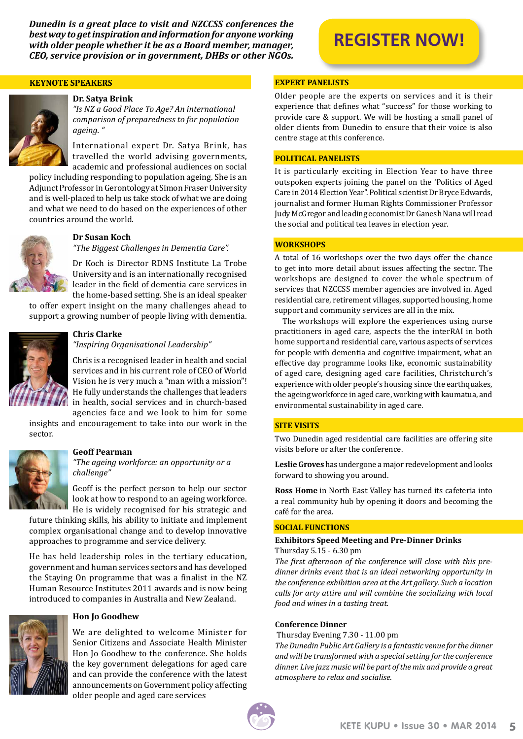***Dunedin is a great place to visit and NZCCSS conferences the best way to get inspiration and information for anyone working with older people whether it be as a Board member, manager, CEO, service provision or in government, DHBs or other NGOs.***

**REGISTER NOW!**

## KEYNOTE SPEAKERS

### Dr. Satya Brink

*"Is NZ a Good Place To Age? An international comparison of preparedness to for population ageing. "*

International expert Dr. Satya Brink, has travelled the world advising governments, academic and professional audiences on social policy including responding to population ageing. She is an Adjunct Professor in Gerontology at Simon Fraser University and is well-placed to help us take stock of what we are doing and what we need to do based on the experiences of other countries around the world.

### Dr Susan Koch

*"The Biggest Challenges in Dementia Care".*

Dr Koch is Director RDNS Institute La Trobe University and is an internationally recognised leader in the field of dementia care services in the home-based setting. She is an ideal speaker to offer expert insight on the many challenges ahead to support a growing number of people living with dementia.

### Chris Clarke

*"Inspiring Organisational Leadership"*

Chris is a recognised leader in health and social services and in his current role of CEO of World Vision he is very much a "man with a mission"! He fully understands the challenges that leaders in health, social services and in church-based agencies face and we look to him for some insights and encouragement to take into our work in the sector.

### Geoff Pearman

*"The ageing workforce: an opportunity or a challenge"*

Geoff is the perfect person to help our sector look at how to respond to an ageing workforce. He is widely recognised for his strategic and future thinking skills, his ability to initiate and implement complex organisational change and to develop innovative approaches to programme and service delivery.

He has held leadership roles in the tertiary education, government and human services sectors and has developed the Staying On programme that was a finalist in the NZ Human Resource Institutes 2011 awards and is now being introduced to companies in Australia and New Zealand.

### Hon Jo Goodhew

We are delighted to welcome Minister for Senior Citizens and Associate Health Minister Hon Jo Goodhew to the conference. She holds the key government delegations for aged care and can provide the conference with the latest announcements on Government policy affecting older people and aged care services

## EXPERT PANELISTS

Older people are the experts on services and it is their experience that defines what "success" for those working to provide care & support. We will be hosting a small panel of older clients from Dunedin to ensure that their voice is also centre stage at this conference.

## POLITICAL PANELISTS

It is particularly exciting in Election Year to have three outspoken experts joining the panel on the 'Politics of Aged Care in 2014 Election Year". Political scientist Dr Bryce Edwards, journalist and former Human Rights Commissioner Professor Judy McGregor and leading economist Dr Ganesh Nana will read the social and political tea leaves in election year.

## WORKSHOPS

A total of 16 workshops over the two days offer the chance to get into more detail about issues affecting the sector. The workshops are designed to cover the whole spectrum of services that NZCCSS member agencies are involved in. Aged residential care, retirement villages, supported housing, home support and community services are all in the mix.

The workshops will explore the experiences using nurse practitioners in aged care, aspects the the interRAI in both home support and residential care, various aspects of services for people with dementia and cognitive impairment, what an effective day programme looks like, economic sustainability of aged care, designing aged care facilities, Christchurch's experience with older people's housing since the earthquakes, the ageing workforce in aged care, working with kaumatua, and environmental sustainability in aged care.

## SITE VISITS

Two Dunedin aged residential care facilities are offering site visits before or after the conference.

**Leslie Groves** has undergone a major redevelopment and looks forward to showing you around.

**Ross Home** in North East Valley has turned its cafeteria into a real community hub by opening it doors and becoming the café for the area.

## SOCIAL FUNCTIONS

**Exhibitors Speed Meeting and Pre-Dinner Drinks**

Thursday 5.15 - 6.30 pm

*The first afternoon of the conference will close with this pre-dinner drinks event that is an ideal networking opportunity in the conference exhibition area at the Art gallery. Such a location calls for arty attire and will combine the socializing with local food and wines in a tasting treat.*

**Conference Dinner**

Thursday Evening 7.30 - 11.00 pm

*The Dunedin Public Art Gallery is a fantastic venue for the dinner and will be transformed with a special setting for the conference dinner. Live jazz music will be part of the mix and provide a great atmosphere to relax and socialise.*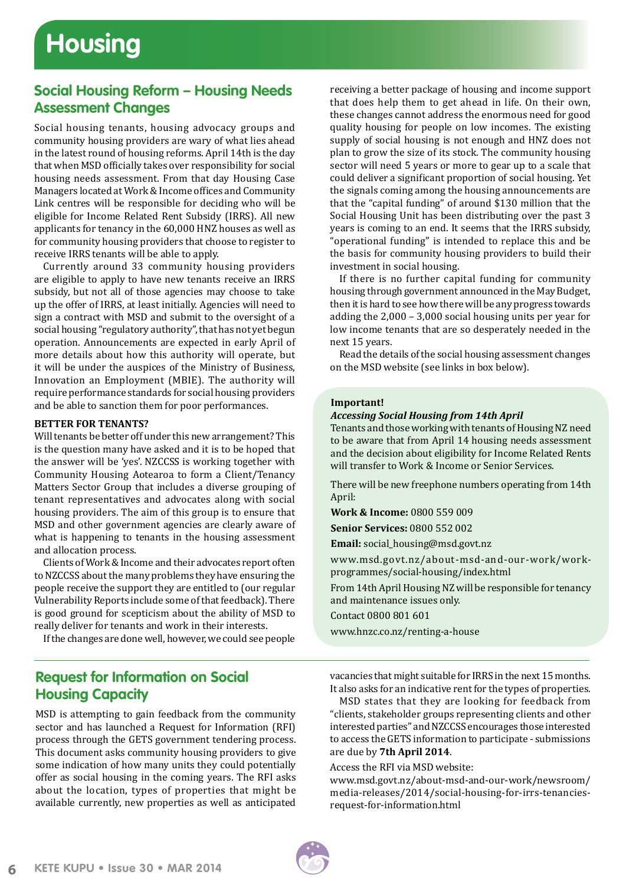# Housing

## Social Housing Reform – Housing Needs Assessment Changes

Social housing tenants, housing advocacy groups and community housing providers are wary of what lies ahead in the latest round of housing reforms. April 14th is the day that when MSD officially takes over responsibility for social housing needs assessment. From that day Housing Case Managers located at Work & Income offices and Community Link centres will be responsible for deciding who will be eligible for Income Related Rent Subsidy (IRRS). All new applicants for tenancy in the 60,000 HNZ houses as well as for community housing providers that choose to register to receive IRRS tenants will be able to apply.

Currently around 33 community housing providers are eligible to apply to have new tenants receive an IRRS subsidy, but not all of those agencies may choose to take up the offer of IRRS, at least initially. Agencies will need to sign a contract with MSD and submit to the oversight of a social housing "regulatory authority", that has not yet begun operation. Announcements are expected in early April of more details about how this authority will operate, but it will be under the auspices of the Ministry of Business, Innovation an Employment (MBIE). The authority will require performance standards for social housing providers and be able to sanction them for poor performances.

**BETTER FOR TENANTS?**

Will tenants be better off under this new arrangement? This is the question many have asked and it is to be hoped that the answer will be 'yes'. NZCCSS is working together with Community Housing Aotearoa to form a Client/Tenancy Matters Sector Group that includes a diverse grouping of tenant representatives and advocates along with social housing providers. The aim of this group is to ensure that MSD and other government agencies are clearly aware of what is happening to tenants in the housing assessment and allocation process.

Clients of Work & Income and their advocates report often to NZCCSS about the many problems they have ensuring the people receive the support they are entitled to (our regular Vulnerability Reports include some of that feedback). There is good ground for scepticism about the ability of MSD to really deliver for tenants and work in their interests.

If the changes are done well, however, we could see people receiving a better package of housing and income support that does help them to get ahead in life. On their own, these changes cannot address the enormous need for good quality housing for people on low incomes. The existing supply of social housing is not enough and HNZ does not plan to grow the size of its stock. The community housing sector will need 5 years or more to gear up to a scale that could deliver a significant proportion of social housing. Yet the signals coming among the housing announcements are that the "capital funding" of around $130 million that the Social Housing Unit has been distributing over the past 3 years is coming to an end. It seems that the IRRS subsidy, "operational funding" is intended to replace this and be the basis for community housing providers to build their investment in social housing.

If there is no further capital funding for community housing through government announced in the May Budget, then it is hard to see how there will be any progress towards adding the 2,000 – 3,000 social housing units per year for low income tenants that are so desperately needed in the next 15 years.

Read the details of the social housing assessment changes on the MSD website (see links in box below).

**Important!**

***Accessing Social Housing from 14th April***

Tenants and those working with tenants of Housing NZ need to be aware that from April 14 housing needs assessment and the decision about eligibility for Income Related Rents will transfer to Work & Income or Senior Services.

There will be new freephone numbers operating from 14th April:

**Work & Income:** 0800 559 009

**Senior Services:** 0800 552 002

**Email:** social_housing@msd.govt.nz

www.msd.govt.nz/about-msd-and-our-work/work-programmes/social-housing/index.html

From 14th April Housing NZ will be responsible for tenancy and maintenance issues only.

Contact 0800 801 601

www.hnzc.co.nz/renting-a-house

## Request for Information on Social Housing Capacity

MSD is attempting to gain feedback from the community sector and has launched a Request for Information (RFI) process through the GETS government tendering process. This document asks community housing providers to give some indication of how many units they could potentially offer as social housing in the coming years. The RFI asks about the location, types of properties that might be available currently, new properties as well as anticipated vacancies that might suitable for IRRS in the next 15 months. It also asks for an indicative rent for the types of properties.

MSD states that they are looking for feedback from "clients, stakeholder groups representing clients and other interested parties" and NZCCSS encourages those interested to access the GETS information to participate - submissions are due by **7th April 2014**.

Access the RFI via MSD website:

www.msd.govt.nz/about-msd-and-our-work/newsroom/media-releases/2014/social-housing-for-irrs-tenancies-request-for-information.html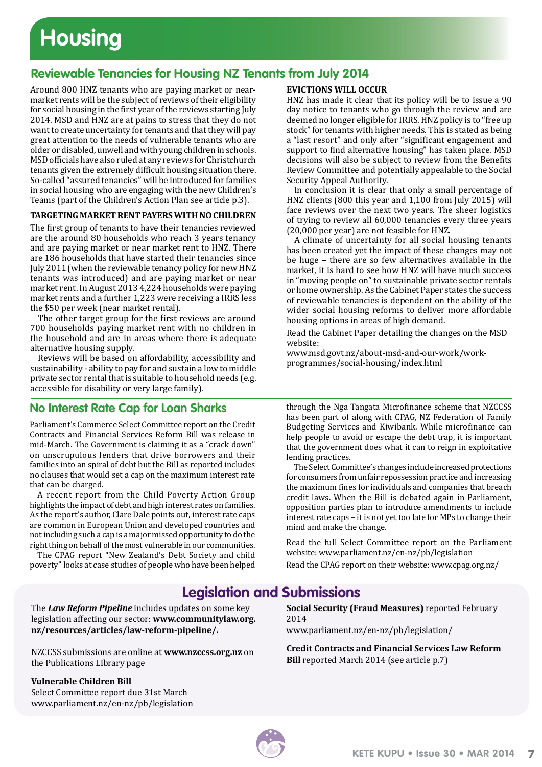# Housing

## Reviewable Tenancies for Housing NZ Tenants from July 2014

Around 800 HNZ tenants who are paying market or near-market rents will be the subject of reviews of their eligibility for social housing in the first year of the reviews starting July 2014. MSD and HNZ are at pains to stress that they do not want to create uncertainty for tenants and that they will pay great attention to the needs of vulnerable tenants who are older or disabled, unwell and with young children in schools. MSD officials have also ruled at any reviews for Christchurch tenants given the extremely difficult housing situation there. So-called "assured tenancies" will be introduced for families in social housing who are engaging with the new Children's Teams (part of the Children's Action Plan see article p.3).

### TARGETING MARKET RENT PAYERS WITH NO CHILDREN

The first group of tenants to have their tenancies reviewed are the around 80 households who reach 3 years tenancy and are paying market or near market rent to HNZ. There are 186 households that have started their tenancies since July 2011 (when the reviewable tenancy policy for new HNZ tenants was introduced) and are paying market or near market rent. In August 2013 4,224 households were paying market rents and a further 1,223 were receiving a IRRS less the $50 per week (near market rental).

The other target group for the first reviews are around 700 households paying market rent with no children in the household and are in areas where there is adequate alternative housing supply.

Reviews will be based on affordability, accessibility and sustainability - ability to pay for and sustain a low to middle private sector rental that is suitable to household needs (e.g. accessible for disability or very large family).

### EVICTIONS WILL OCCUR

HNZ has made it clear that its policy will be to issue a 90 day notice to tenants who go through the review and are deemed no longer eligible for IRRS. HNZ policy is to "free up stock" for tenants with higher needs. This is stated as being a "last resort" and only after "significant engagement and support to find alternative housing" has taken place. MSD decisions will also be subject to review from the Benefits Review Committee and potentially appealable to the Social Security Appeal Authority.

In conclusion it is clear that only a small percentage of HNZ clients (800 this year and 1,100 from July 2015) will face reviews over the next two years. The sheer logistics of trying to review all 60,000 tenancies every three years (20,000 per year) are not feasible for HNZ.

A climate of uncertainty for all social housing tenants has been created yet the impact of these changes may not be huge – there are so few alternatives available in the market, it is hard to see how HNZ will have much success in "moving people on" to sustainable private sector rentals or home ownership. As the Cabinet Paper states the success of reviewable tenancies is dependent on the ability of the wider social housing reforms to deliver more affordable housing options in areas of high demand.

Read the Cabinet Paper detailing the changes on the MSD website:
www.msd.govt.nz/about-msd-and-our-work/work-programmes/social-housing/index.html

## No Interest Rate Cap for Loan Sharks

Parliament's Commerce Select Committee report on the Credit Contracts and Financial Services Reform Bill was release in mid-March. The Government is claiming it as a "crack down" on unscrupulous lenders that drive borrowers and their families into an spiral of debt but the Bill as reported includes no clauses that would set a cap on the maximum interest rate that can be charged.

A recent report from the Child Poverty Action Group highlights the impact of debt and high interest rates on families. As the report's author, Clare Dale points out, interest rate caps are common in European Union and developed countries and not including such a cap is a major missed opportunity to do the right thing on behalf of the most vulnerable in our communities.

The CPAG report "New Zealand's Debt Society and child poverty" looks at case studies of people who have been helped through the Nga Tangata Microfinance scheme that NZCCSS has been part of along with CPAG, NZ Federation of Family Budgeting Services and Kiwibank. While microfinance can help people to avoid or escape the debt trap, it is important that the government does what it can to reign in exploitative lending practices.

The Select Committee's changes include increased protections for consumers from unfair repossession practice and increasing the maximum fines for individuals and companies that breach credit laws. When the Bill is debated again in Parliament, opposition parties plan to introduce amendments to include interest rate caps – it is not yet too late for MPs to change their mind and make the change.

Read the full Select Committee report on the Parliament website: www.parliament.nz/en-nz/pb/legislation

Read the CPAG report on their website: www.cpag.org.nz/

## Legislation and Submissions

The ***Law Reform Pipeline*** includes updates on some key legislation affecting our sector: **www.communitylaw.org.nz/resources/articles/law-reform-pipeline/.**

NZCCSS submissions are online at **www.nzccss.org.nz** on the Publications Library page

**Vulnerable Children Bill**
Select Committee report due 31st March
www.parliament.nz/en-nz/pb/legislation

**Social Security (Fraud Measures)** reported February 2014
www.parliament.nz/en-nz/pb/legislation/

**Credit Contracts and Financial Services Law Reform Bill** reported March 2014 (see article p.7)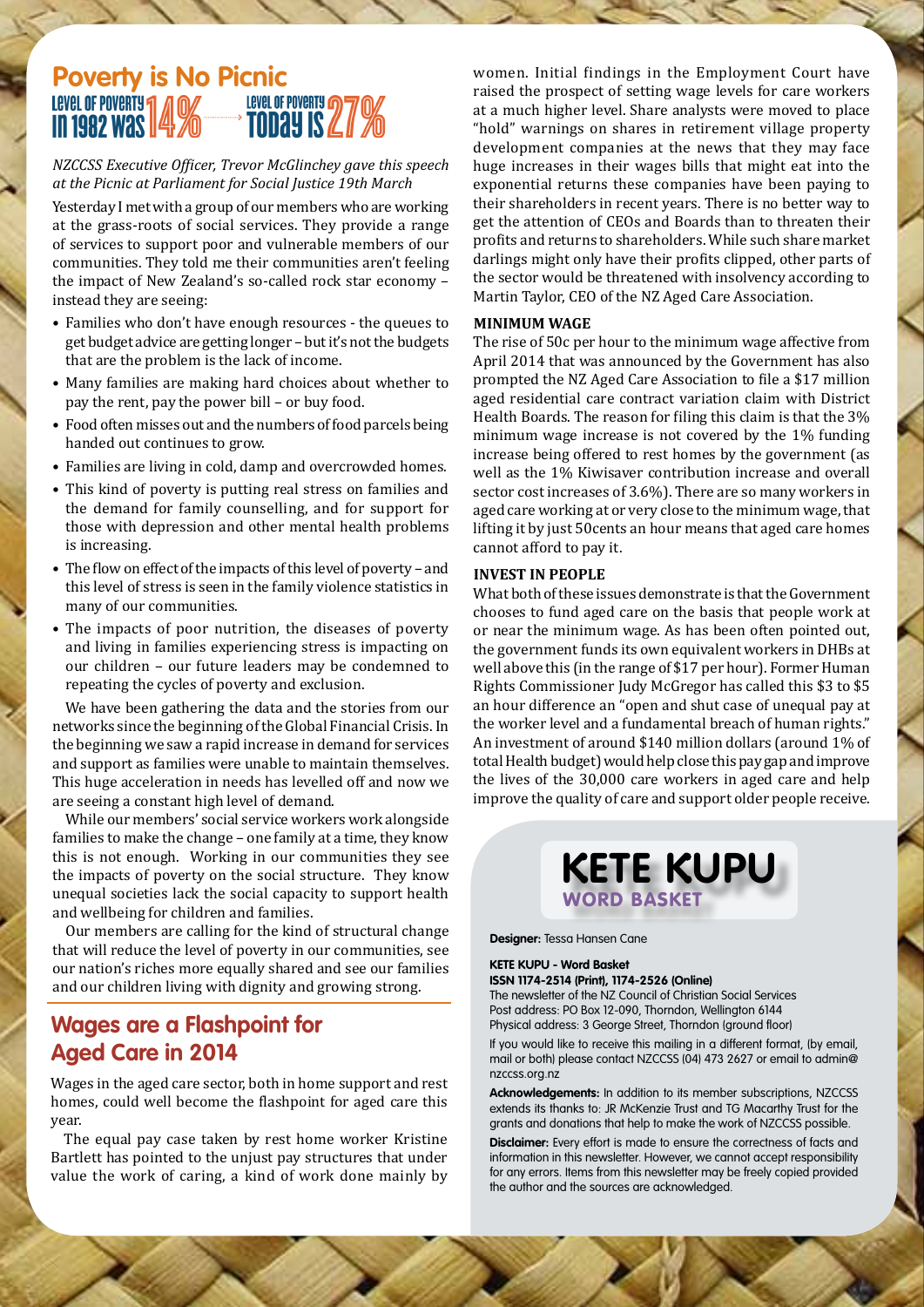# Poverty is No Picnic

**Level of poverty in 1982 was 14% → Level of poverty today is 27%**

*NZCCSS Executive Officer, Trevor McGlinchey gave this speech at the Picnic at Parliament for Social Justice 19th March*

Yesterday I met with a group of our members who are working at the grass-roots of social services. They provide a range of services to support poor and vulnerable members of our communities. They told me their communities aren't feeling the impact of New Zealand's so-called rock star economy – instead they are seeing:

- Families who don't have enough resources - the queues to get budget advice are getting longer – but it's not the budgets that are the problem is the lack of income.
- Many families are making hard choices about whether to pay the rent, pay the power bill – or buy food.
- Food often misses out and the numbers of food parcels being handed out continues to grow.
- Families are living in cold, damp and overcrowded homes.
- This kind of poverty is putting real stress on families and the demand for family counselling, and for support for those with depression and other mental health problems is increasing.
- The flow on effect of the impacts of this level of poverty – and this level of stress is seen in the family violence statistics in many of our communities.
- The impacts of poor nutrition, the diseases of poverty and living in families experiencing stress is impacting on our children – our future leaders may be condemned to repeating the cycles of poverty and exclusion.

We have been gathering the data and the stories from our networks since the beginning of the Global Financial Crisis. In the beginning we saw a rapid increase in demand for services and support as families were unable to maintain themselves. This huge acceleration in needs has levelled off and now we are seeing a constant high level of demand.

While our members' social service workers work alongside families to make the change – one family at a time, they know this is not enough. Working in our communities they see the impacts of poverty on the social structure. They know unequal societies lack the social capacity to support health and wellbeing for children and families.

Our members are calling for the kind of structural change that will reduce the level of poverty in our communities, see our nation's riches more equally shared and see our families and our children living with dignity and growing strong.

## Wages are a Flashpoint for Aged Care in 2014

Wages in the aged care sector, both in home support and rest homes, could well become the flashpoint for aged care this year.

The equal pay case taken by rest home worker Kristine Bartlett has pointed to the unjust pay structures that under value the work of caring, a kind of work done mainly by women. Initial findings in the Employment Court have raised the prospect of setting wage levels for care workers at a much higher level. Share analysts were moved to place "hold" warnings on shares in retirement village property development companies at the news that they may face huge increases in their wages bills that might eat into the exponential returns these companies have been paying to their shareholders in recent years. There is no better way to get the attention of CEOs and Boards than to threaten their profits and returns to shareholders. While such share market darlings might only have their profits clipped, other parts of the sector would be threatened with insolvency according to Martin Taylor, CEO of the NZ Aged Care Association.

### MINIMUM WAGE

The rise of 50c per hour to the minimum wage affective from April 2014 that was announced by the Government has also prompted the NZ Aged Care Association to file a $17 million aged residential care contract variation claim with District Health Boards. The reason for filing this claim is that the 3% minimum wage increase is not covered by the 1% funding increase being offered to rest homes by the government (as well as the 1% Kiwisaver contribution increase and overall sector cost increases of 3.6%). There are so many workers in aged care working at or very close to the minimum wage, that lifting it by just 50cents an hour means that aged care homes cannot afford to pay it.

### INVEST IN PEOPLE

What both of these issues demonstrate is that the Government chooses to fund aged care on the basis that people work at or near the minimum wage. As has been often pointed out, the government funds its own equivalent workers in DHBs at well above this (in the range of $17 per hour). Former Human Rights Commissioner Judy McGregor has called this $3 to $5 an hour difference an "open and shut case of unequal pay at the worker level and a fundamental breach of human rights." An investment of around $140 million dollars (around 1% of total Health budget) would help close this pay gap and improve the lives of the 30,000 care workers in aged care and help improve the quality of care and support older people receive.

---

**KETE KUPU**
**WORD BASKET**

**Designer:** Tessa Hansen Cane

**KETE KUPU - Word Basket**
**ISSN 1174-2514 (Print), 1174-2526 (Online)**
The newsletter of the NZ Council of Christian Social Services
Post address: PO Box 12-090, Thorndon, Wellington 6144
Physical address: 3 George Street, Thorndon (ground floor)

If you would like to receive this mailing in a different format, (by email, mail or both) please contact NZCCSS (04) 473 2627 or email to admin@nzccss.org.nz

**Acknowledgements:** In addition to its member subscriptions, NZCCSS extends its thanks to: JR McKenzie Trust and TG Macarthy Trust for the grants and donations that help to make the work of NZCCSS possible.

**Disclaimer:** Every effort is made to ensure the correctness of facts and information in this newsletter. However, we cannot accept responsibility for any errors. Items from this newsletter may be freely copied provided the author and the sources are acknowledged.